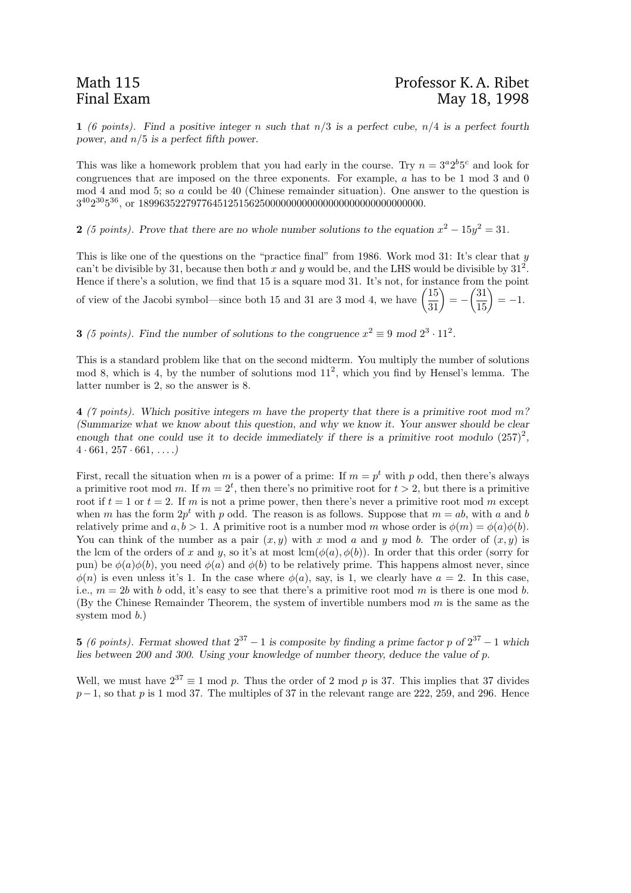Math 115 — Professor K. A. Ribet

Final Exam — May 18, 1998

**1** *(6 points). Find a positive integer $n$ such that $n/3$ is a perfect cube, $n/4$ is a perfect fourth power, and $n/5$ is a perfect fifth power.*

This was like a homework problem that you had early in the course. Try $n = 3^a 2^b 5^c$ and look for congruences that are imposed on the three exponents. For example, $a$ has to be 1 mod 3 and 0 mod 4 and mod 5; so $a$ could be 40 (Chinese remainder situation). One answer to the question is $3^{40}2^{30}5^{36}$, or 189963522797764512515625000000000000000000000000000000.

**2** *(5 points). Prove that there are no whole number solutions to the equation $x^2 - 15y^2 = 31$.*

This is like one of the questions on the "practice final" from 1986. Work mod 31: It's clear that $y$ can't be divisible by 31, because then both $x$ and $y$ would be, and the LHS would be divisible by $31^2$. Hence if there's a solution, we find that 15 is a square mod 31. It's not, for instance from the point of view of the Jacobi symbol—since both 15 and 31 are 3 mod 4, we have $\left(\frac{15}{31}\right) = -\left(\frac{31}{15}\right) = -1$.

**3** *(5 points). Find the number of solutions to the congruence $x^2 \equiv 9 \bmod 2^3 \cdot 11^2$.*

This is a standard problem like that on the second midterm. You multiply the number of solutions mod 8, which is 4, by the number of solutions mod $11^2$, which you find by Hensel's lemma. The latter number is 2, so the answer is 8.

**4** *(7 points). Which positive integers $m$ have the property that there is a primitive root mod $m$? (Summarize what we know about this question, and why we know it. Your answer should be clear enough that one could use it to decide immediately if there is a primitive root modulo $(257)^2$, $4 \cdot 661$, $257 \cdot 661$, ....)*

First, recall the situation when $m$ is a power of a prime: If $m = p^t$ with $p$ odd, then there's always a primitive root mod $m$. If $m = 2^t$, then there's no primitive root for $t > 2$, but there is a primitive root if $t = 1$ or $t = 2$. If $m$ is not a prime power, then there's never a primitive root mod $m$ except when $m$ has the form $2p^t$ with $p$ odd. The reason is as follows. Suppose that $m = ab$, with $a$ and $b$ relatively prime and $a, b > 1$. A primitive root is a number mod $m$ whose order is $\phi(m) = \phi(a)\phi(b)$. You can think of the number as a pair $(x, y)$ with $x$ mod $a$ and $y$ mod $b$. The order of $(x, y)$ is the lcm of the orders of $x$ and $y$, so it's at most $\text{lcm}(\phi(a), \phi(b))$. In order that this order (sorry for pun) be $\phi(a)\phi(b)$, you need $\phi(a)$ and $\phi(b)$ to be relatively prime. This happens almost never, since $\phi(n)$ is even unless it's 1. In the case where $\phi(a)$, say, is 1, we clearly have $a = 2$. In this case, i.e., $m = 2b$ with $b$ odd, it's easy to see that there's a primitive root mod $m$ is there is one mod $b$. (By the Chinese Remainder Theorem, the system of invertible numbers mod $m$ is the same as the system mod $b$.)

**5** *(6 points). Fermat showed that $2^{37} - 1$ is composite by finding a prime factor $p$ of $2^{37} - 1$ which lies between 200 and 300. Using your knowledge of number theory, deduce the value of $p$.*

Well, we must have $2^{37} \equiv 1 \bmod p$. Thus the order of 2 mod $p$ is 37. This implies that 37 divides $p - 1$, so that $p$ is 1 mod 37. The multiples of 37 in the relevant range are 222, 259, and 296. Hence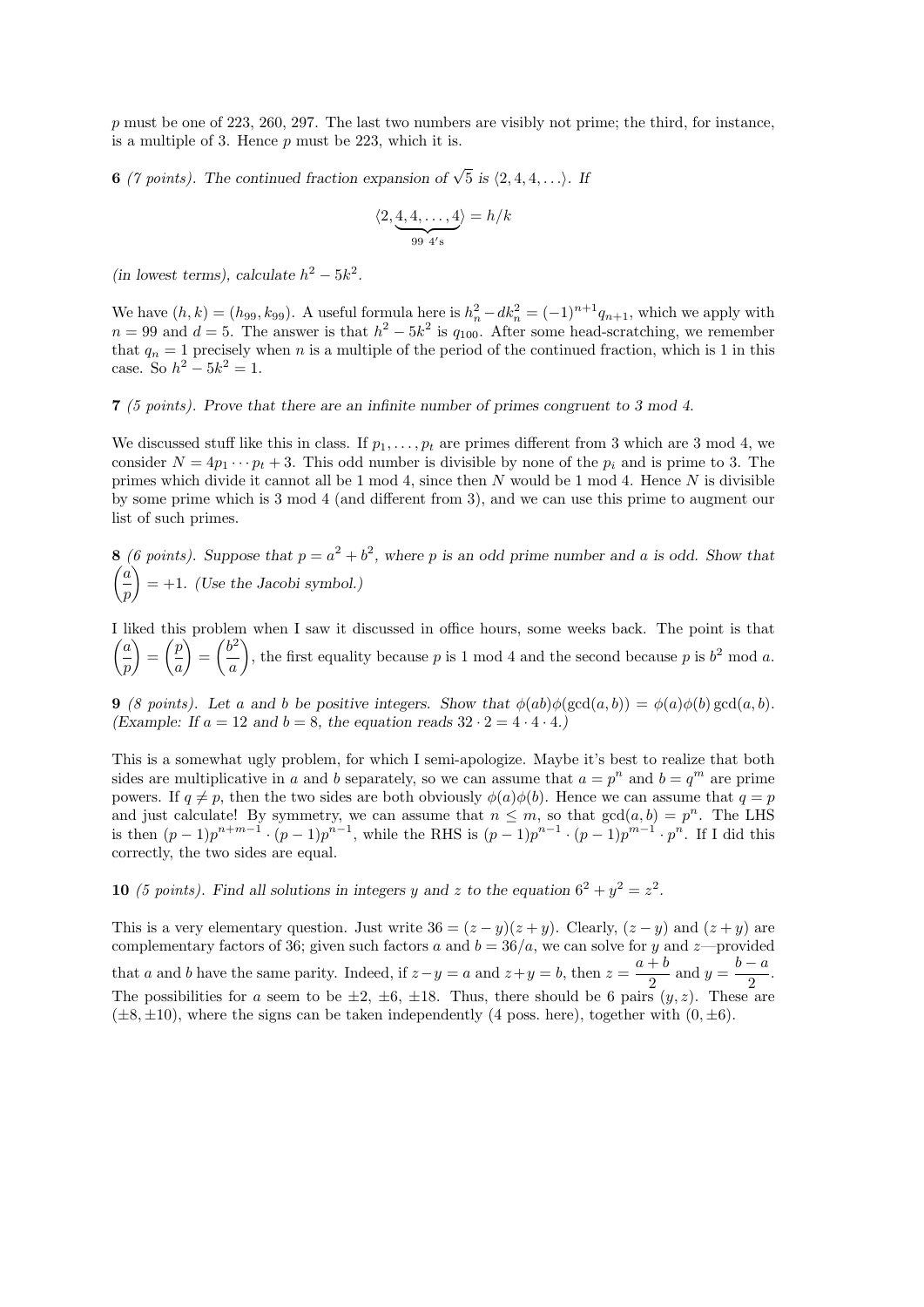$p$ must be one of 223, 260, 297. The last two numbers are visibly not prime; the third, for instance, is a multiple of 3. Hence $p$ must be 223, which it is.

**6** *(7 points). The continued fraction expansion of $\sqrt{5}$ is $\langle 2, 4, 4, \ldots \rangle$. If*

$$\langle 2, \underbrace{4, 4, \ldots, 4}_{99\ 4'\text{s}} \rangle = h/k$$

*(in lowest terms), calculate $h^2 - 5k^2$.*

We have $(h, k) = (h_{99}, k_{99})$. A useful formula here is $h_n^2 - dk_n^2 = (-1)^{n+1} q_{n+1}$, which we apply with $n = 99$ and $d = 5$. The answer is that $h^2 - 5k^2$ is $q_{100}$. After some head-scratching, we remember that $q_n = 1$ precisely when $n$ is a multiple of the period of the continued fraction, which is 1 in this case. So $h^2 - 5k^2 = 1$.

**7** *(5 points). Prove that there are an infinite number of primes congruent to 3 mod 4.*

We discussed stuff like this in class. If $p_1, \ldots, p_t$ are primes different from 3 which are 3 mod 4, we consider $N = 4p_1 \cdots p_t + 3$. This odd number is divisible by none of the $p_i$ and is prime to 3. The primes which divide it cannot all be 1 mod 4, since then $N$ would be 1 mod 4. Hence $N$ is divisible by some prime which is 3 mod 4 (and different from 3), and we can use this prime to augment our list of such primes.

**8** *(6 points). Suppose that $p = a^2 + b^2$, where $p$ is an odd prime number and $a$ is odd. Show that $\left(\dfrac{a}{p}\right) = +1$. (Use the Jacobi symbol.)*

I liked this problem when I saw it discussed in office hours, some weeks back. The point is that $\left(\dfrac{a}{p}\right) = \left(\dfrac{p}{a}\right) = \left(\dfrac{b^2}{a}\right)$, the first equality because $p$ is 1 mod 4 and the second because $p$ is $b^2$ mod $a$.

**9** *(8 points). Let $a$ and $b$ be positive integers. Show that $\phi(ab)\phi(\gcd(a, b)) = \phi(a)\phi(b)\gcd(a, b)$. (Example: If $a = 12$ and $b = 8$, the equation reads $32 \cdot 2 = 4 \cdot 4 \cdot 4$.)*

This is a somewhat ugly problem, for which I semi-apologize. Maybe it's best to realize that both sides are multiplicative in $a$ and $b$ separately, so we can assume that $a = p^n$ and $b = q^m$ are prime powers. If $q \neq p$, then the two sides are both obviously $\phi(a)\phi(b)$. Hence we can assume that $q = p$ and just calculate! By symmetry, we can assume that $n \leq m$, so that $\gcd(a, b) = p^n$. The LHS is then $(p-1)p^{n+m-1} \cdot (p-1)p^{n-1}$, while the RHS is $(p-1)p^{n-1} \cdot (p-1)p^{m-1} \cdot p^n$. If I did this correctly, the two sides are equal.

**10** *(5 points). Find all solutions in integers $y$ and $z$ to the equation $6^2 + y^2 = z^2$.*

This is a very elementary question. Just write $36 = (z - y)(z + y)$. Clearly, $(z - y)$ and $(z + y)$ are complementary factors of 36; given such factors $a$ and $b = 36/a$, we can solve for $y$ and $z$—provided that $a$ and $b$ have the same parity. Indeed, if $z - y = a$ and $z + y = b$, then $z = \dfrac{a+b}{2}$ and $y = \dfrac{b-a}{2}$. The possibilities for $a$ seem to be $\pm 2$, $\pm 6$, $\pm 18$. Thus, there should be 6 pairs $(y, z)$. These are $(\pm 8, \pm 10)$, where the signs can be taken independently (4 poss. here), together with $(0, \pm 6)$.